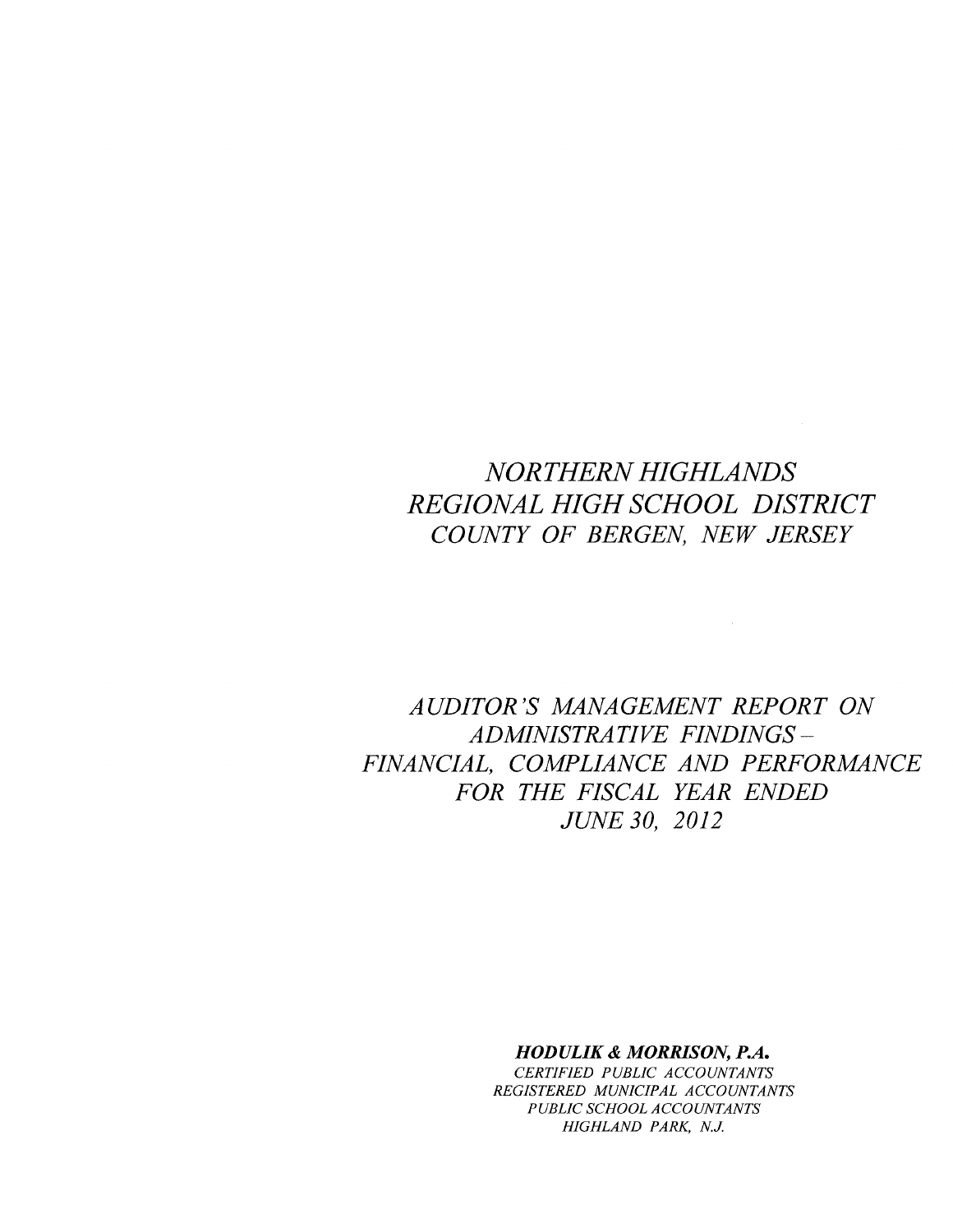# *NORTHERN HIGHLANDS REGIONAL HIGH SCHOOL DISTRICT COUNTY OF BERGEN, NEW JERSEY*

## *AUDITOR'S MANAGEMENT REPORT ON ADMINISTRATIVE FINDINGS – FINANCIAL, COMPLIANCE AND PERFORMANCE FOR THE FISCAL YEAR ENDED JUNE 30, 2012*

***HODULIK & MORRISON, P.A.***
*CERTIFIED PUBLIC ACCOUNTANTS*
*REGISTERED MUNICIPAL ACCOUNTANTS*
*PUBLIC SCHOOL ACCOUNTANTS*
*HIGHLAND PARK, N.J.*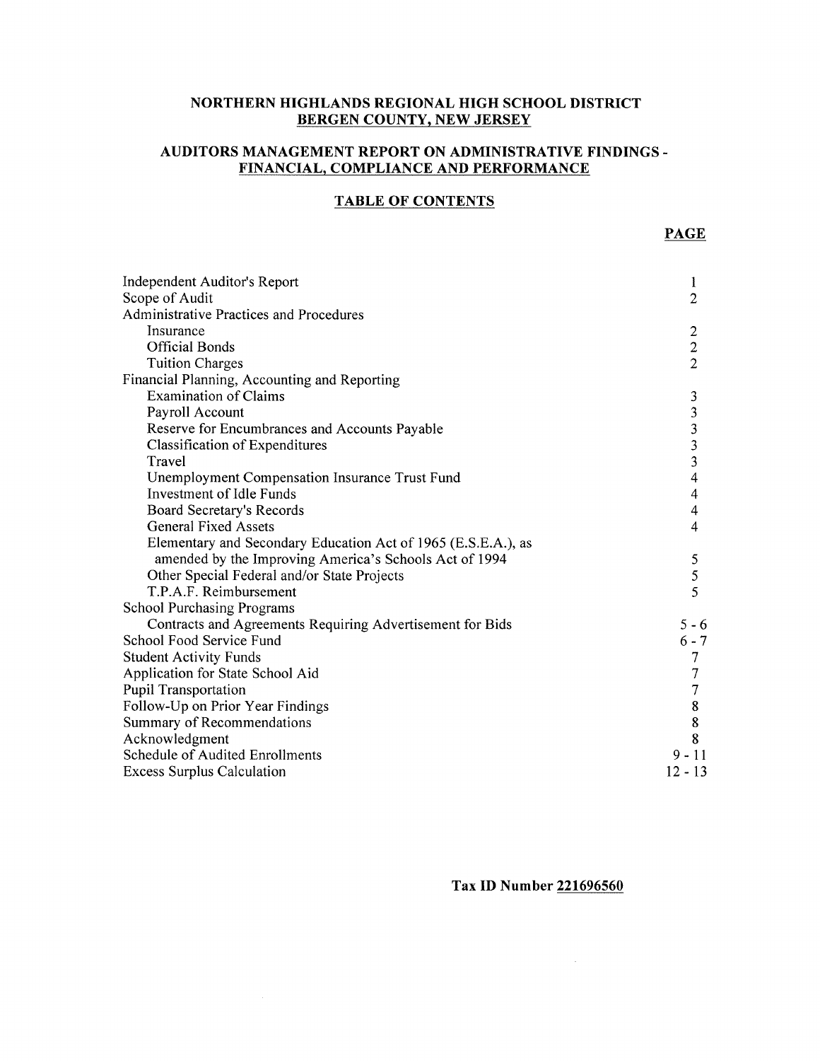# NORTHERN HIGHLANDS REGIONAL HIGH SCHOOL DISTRICT
## BERGEN COUNTY, NEW JERSEY

## AUDITORS MANAGEMENT REPORT ON ADMINISTRATIVE FINDINGS - FINANCIAL, COMPLIANCE AND PERFORMANCE

### TABLE OF CONTENTS

| | PAGE |
|---|---|
| Independent Auditor's Report | 1 |
| Scope of Audit | 2 |
| Administrative Practices and Procedures | |
| Insurance | 2 |
| Official Bonds | 2 |
| Tuition Charges | 2 |
| Financial Planning, Accounting and Reporting | |
| Examination of Claims | 3 |
| Payroll Account | 3 |
| Reserve for Encumbrances and Accounts Payable | 3 |
| Classification of Expenditures | 3 |
| Travel | 3 |
| Unemployment Compensation Insurance Trust Fund | 4 |
| Investment of Idle Funds | 4 |
| Board Secretary's Records | 4 |
| General Fixed Assets | 4 |
| Elementary and Secondary Education Act of 1965 (E.S.E.A.), as amended by the Improving America's Schools Act of 1994 | 5 |
| Other Special Federal and/or State Projects | 5 |
| T.P.A.F. Reimbursement | 5 |
| School Purchasing Programs | |
| Contracts and Agreements Requiring Advertisement for Bids | 5 - 6 |
| School Food Service Fund | 6 - 7 |
| Student Activity Funds | 7 |
| Application for State School Aid | 7 |
| Pupil Transportation | 7 |
| Follow-Up on Prior Year Findings | 8 |
| Summary of Recommendations | 8 |
| Acknowledgment | 8 |
| Schedule of Audited Enrollments | 9 - 11 |
| Excess Surplus Calculation | 12 - 13 |

**Tax ID Number 221696560**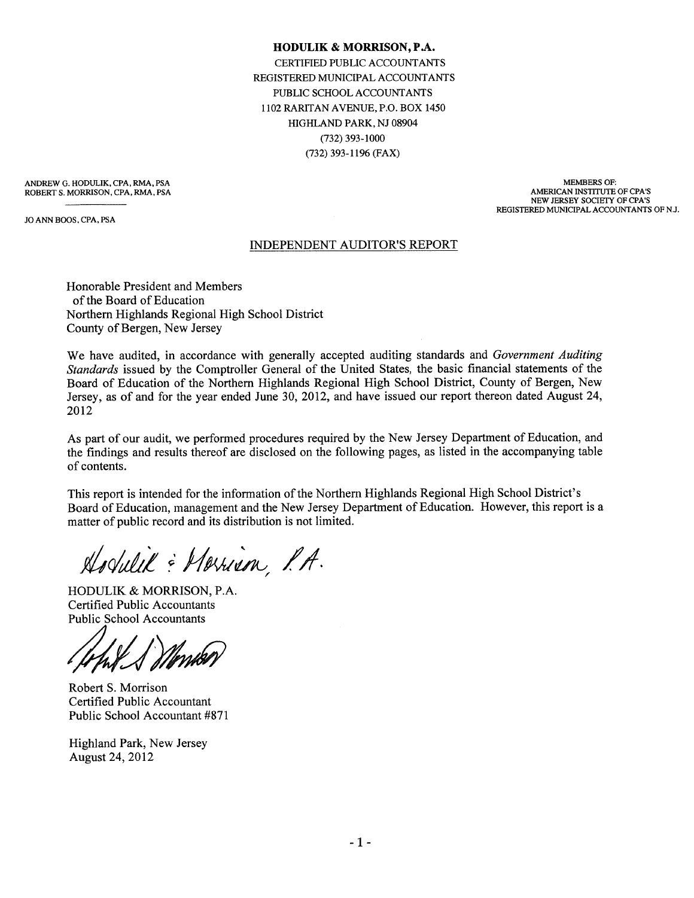**HODULIK & MORRISON, P.A.**

CERTIFIED PUBLIC ACCOUNTANTS
REGISTERED MUNICIPAL ACCOUNTANTS
PUBLIC SCHOOL ACCOUNTANTS
1102 RARITAN AVENUE, P.O. BOX 1450
HIGHLAND PARK, NJ 08904
(732) 393-1000
(732) 393-1196 (FAX)

ANDREW G. HODULIK, CPA, RMA, PSA
ROBERT S. MORRISON, CPA, RMA, PSA

JO ANN BOOS, CPA, PSA

MEMBERS OF:
AMERICAN INSTITUTE OF CPA'S
NEW JERSEY SOCIETY OF CPA'S
REGISTERED MUNICIPAL ACCOUNTANTS OF N.J.

## INDEPENDENT AUDITOR'S REPORT

Honorable President and Members
of the Board of Education
Northern Highlands Regional High School District
County of Bergen, New Jersey

We have audited, in accordance with generally accepted auditing standards and *Government Auditing Standards* issued by the Comptroller General of the United States, the basic financial statements of the Board of Education of the Northern Highlands Regional High School District, County of Bergen, New Jersey, as of and for the year ended June 30, 2012, and have issued our report thereon dated August 24, 2012

As part of our audit, we performed procedures required by the New Jersey Department of Education, and the findings and results thereof are disclosed on the following pages, as listed in the accompanying table of contents.

This report is intended for the information of the Northern Highlands Regional High School District's Board of Education, management and the New Jersey Department of Education. However, this report is a matter of public record and its distribution is not limited.

Hodulik & Morrison, P.A.

HODULIK & MORRISON, P.A.
Certified Public Accountants
Public School Accountants

Robert S. Morrison
Certified Public Accountant
Public School Accountant #871

Highland Park, New Jersey
August 24, 2012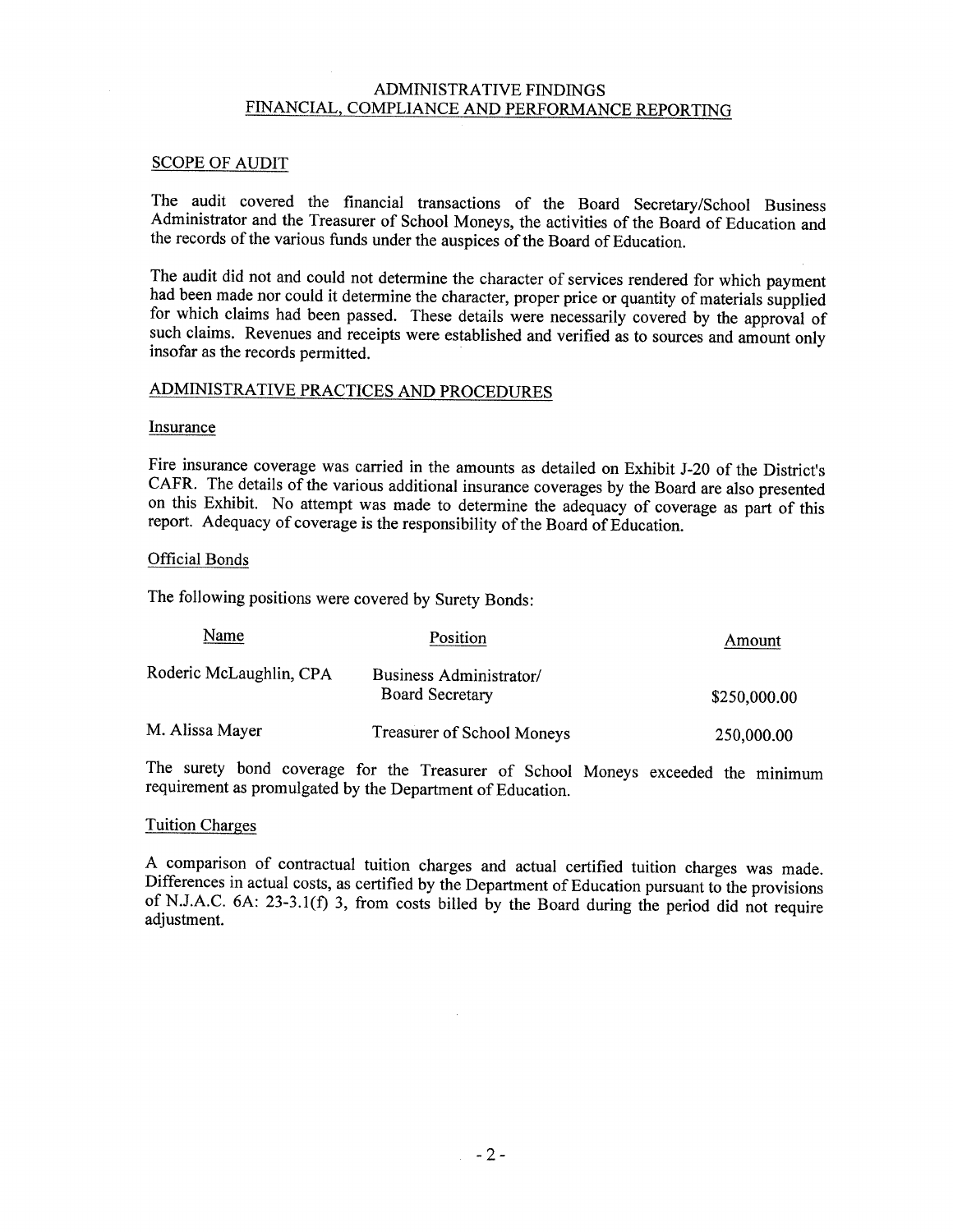# ADMINISTRATIVE FINDINGS
## FINANCIAL, COMPLIANCE AND PERFORMANCE REPORTING

### SCOPE OF AUDIT

The audit covered the financial transactions of the Board Secretary/School Business Administrator and the Treasurer of School Moneys, the activities of the Board of Education and the records of the various funds under the auspices of the Board of Education.

The audit did not and could not determine the character of services rendered for which payment had been made nor could it determine the character, proper price or quantity of materials supplied for which claims had been passed. These details were necessarily covered by the approval of such claims. Revenues and receipts were established and verified as to sources and amount only insofar as the records permitted.

### ADMINISTRATIVE PRACTICES AND PROCEDURES

#### Insurance

Fire insurance coverage was carried in the amounts as detailed on Exhibit J-20 of the District's CAFR. The details of the various additional insurance coverages by the Board are also presented on this Exhibit. No attempt was made to determine the adequacy of coverage as part of this report. Adequacy of coverage is the responsibility of the Board of Education.

#### Official Bonds

The following positions were covered by Surety Bonds:

| Name | Position | Amount |
|---|---|---|
| Roderic McLaughlin, CPA | Business Administrator/ Board Secretary | $250,000.00 |
| M. Alissa Mayer | Treasurer of School Moneys | 250,000.00 |

The surety bond coverage for the Treasurer of School Moneys exceeded the minimum requirement as promulgated by the Department of Education.

#### Tuition Charges

A comparison of contractual tuition charges and actual certified tuition charges was made. Differences in actual costs, as certified by the Department of Education pursuant to the provisions of N.J.A.C. 6A: 23-3.1(f) 3, from costs billed by the Board during the period did not require adjustment.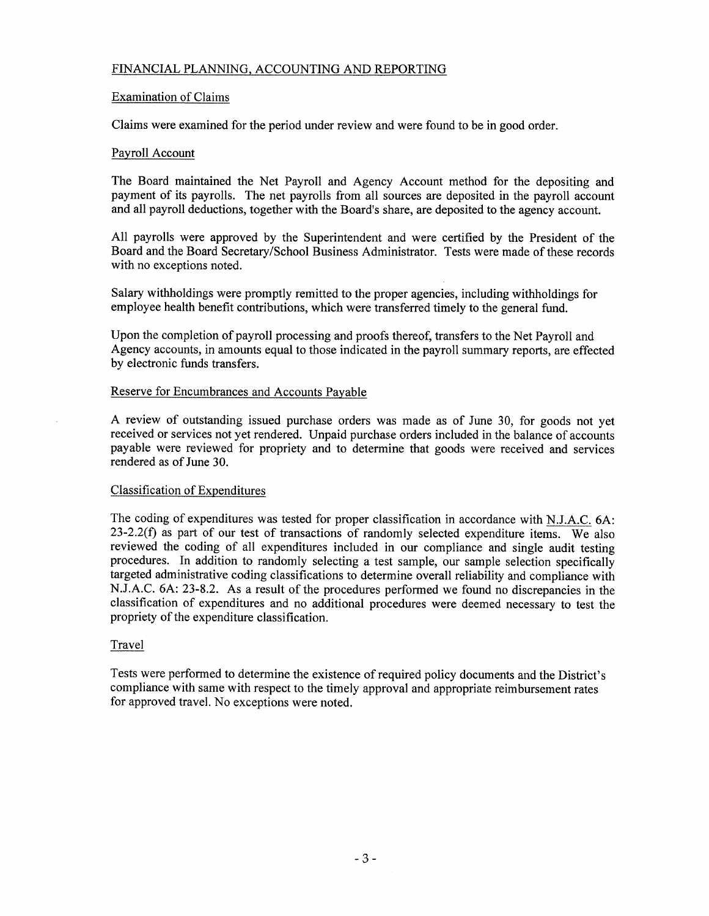## FINANCIAL PLANNING, ACCOUNTING AND REPORTING

### Examination of Claims

Claims were examined for the period under review and were found to be in good order.

### Payroll Account

The Board maintained the Net Payroll and Agency Account method for the depositing and payment of its payrolls. The net payrolls from all sources are deposited in the payroll account and all payroll deductions, together with the Board's share, are deposited to the agency account.

All payrolls were approved by the Superintendent and were certified by the President of the Board and the Board Secretary/School Business Administrator. Tests were made of these records with no exceptions noted.

Salary withholdings were promptly remitted to the proper agencies, including withholdings for employee health benefit contributions, which were transferred timely to the general fund.

Upon the completion of payroll processing and proofs thereof, transfers to the Net Payroll and Agency accounts, in amounts equal to those indicated in the payroll summary reports, are effected by electronic funds transfers.

### Reserve for Encumbrances and Accounts Payable

A review of outstanding issued purchase orders was made as of June 30, for goods not yet received or services not yet rendered. Unpaid purchase orders included in the balance of accounts payable were reviewed for propriety and to determine that goods were received and services rendered as of June 30.

### Classification of Expenditures

The coding of expenditures was tested for proper classification in accordance with N.J.A.C. 6A: 23-2.2(f) as part of our test of transactions of randomly selected expenditure items. We also reviewed the coding of all expenditures included in our compliance and single audit testing procedures. In addition to randomly selecting a test sample, our sample selection specifically targeted administrative coding classifications to determine overall reliability and compliance with N.J.A.C. 6A: 23-8.2. As a result of the procedures performed we found no discrepancies in the classification of expenditures and no additional procedures were deemed necessary to test the propriety of the expenditure classification.

### Travel

Tests were performed to determine the existence of required policy documents and the District's compliance with same with respect to the timely approval and appropriate reimbursement rates for approved travel. No exceptions were noted.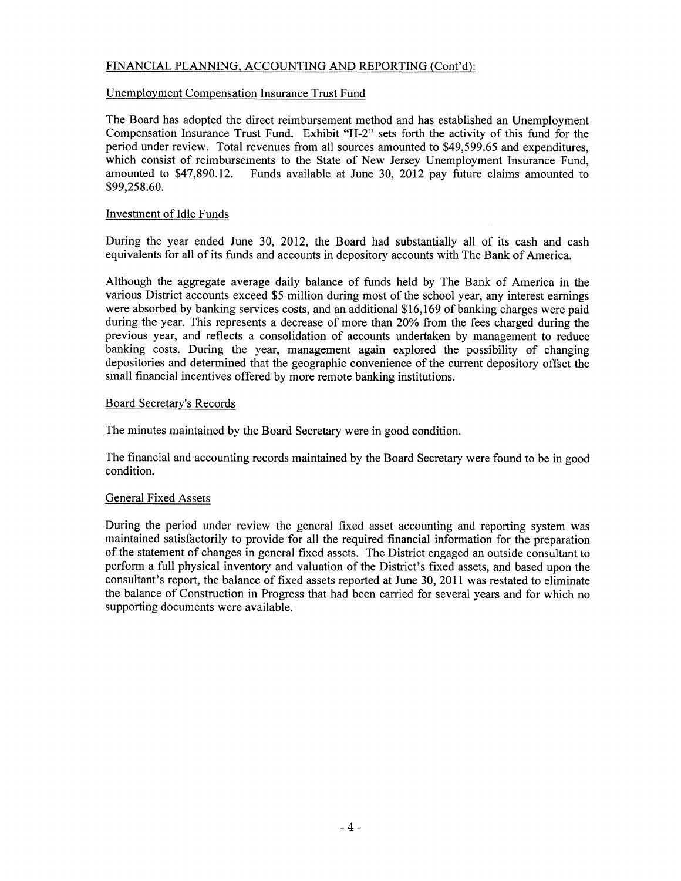FINANCIAL PLANNING, ACCOUNTING AND REPORTING (Cont'd):

Unemployment Compensation Insurance Trust Fund

The Board has adopted the direct reimbursement method and has established an Unemployment Compensation Insurance Trust Fund. Exhibit "H-2" sets forth the activity of this fund for the period under review. Total revenues from all sources amounted to $49,599.65 and expenditures, which consist of reimbursements to the State of New Jersey Unemployment Insurance Fund, amounted to $47,890.12. Funds available at June 30, 2012 pay future claims amounted to $99,258.60.

Investment of Idle Funds

During the year ended June 30, 2012, the Board had substantially all of its cash and cash equivalents for all of its funds and accounts in depository accounts with The Bank of America.

Although the aggregate average daily balance of funds held by The Bank of America in the various District accounts exceed $5 million during most of the school year, any interest earnings were absorbed by banking services costs, and an additional $16,169 of banking charges were paid during the year. This represents a decrease of more than 20% from the fees charged during the previous year, and reflects a consolidation of accounts undertaken by management to reduce banking costs. During the year, management again explored the possibility of changing depositories and determined that the geographic convenience of the current depository offset the small financial incentives offered by more remote banking institutions.

Board Secretary's Records

The minutes maintained by the Board Secretary were in good condition.

The financial and accounting records maintained by the Board Secretary were found to be in good condition.

General Fixed Assets

During the period under review the general fixed asset accounting and reporting system was maintained satisfactorily to provide for all the required financial information for the preparation of the statement of changes in general fixed assets. The District engaged an outside consultant to perform a full physical inventory and valuation of the District's fixed assets, and based upon the consultant's report, the balance of fixed assets reported at June 30, 2011 was restated to eliminate the balance of Construction in Progress that had been carried for several years and for which no supporting documents were available.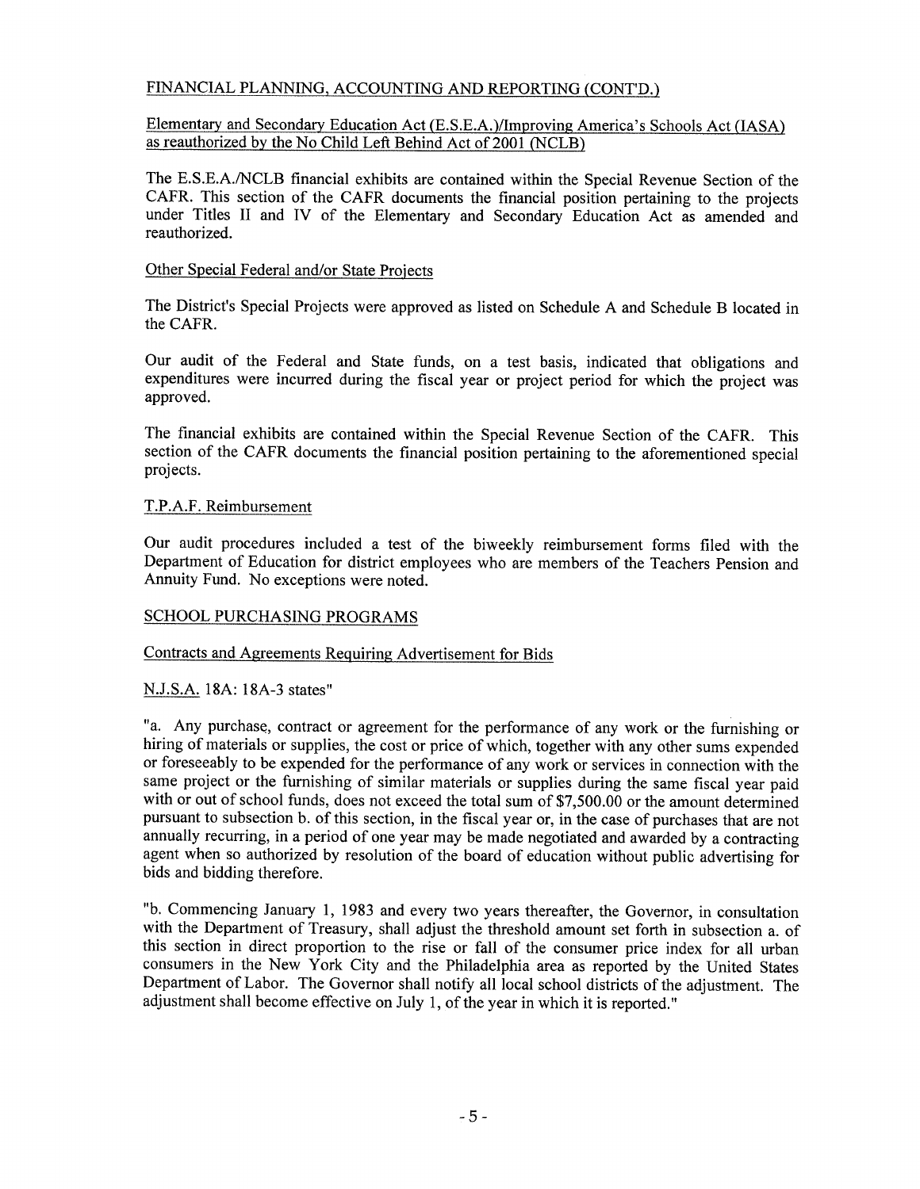## FINANCIAL PLANNING, ACCOUNTING AND REPORTING (CONT'D.)

### Elementary and Secondary Education Act (E.S.E.A.)/Improving America's Schools Act (IASA) as reauthorized by the No Child Left Behind Act of 2001 (NCLB)

The E.S.E.A./NCLB financial exhibits are contained within the Special Revenue Section of the CAFR. This section of the CAFR documents the financial position pertaining to the projects under Titles II and IV of the Elementary and Secondary Education Act as amended and reauthorized.

### Other Special Federal and/or State Projects

The District's Special Projects were approved as listed on Schedule A and Schedule B located in the CAFR.

Our audit of the Federal and State funds, on a test basis, indicated that obligations and expenditures were incurred during the fiscal year or project period for which the project was approved.

The financial exhibits are contained within the Special Revenue Section of the CAFR. This section of the CAFR documents the financial position pertaining to the aforementioned special projects.

### T.P.A.F. Reimbursement

Our audit procedures included a test of the biweekly reimbursement forms filed with the Department of Education for district employees who are members of the Teachers Pension and Annuity Fund. No exceptions were noted.

## SCHOOL PURCHASING PROGRAMS

### Contracts and Agreements Requiring Advertisement for Bids

N.J.S.A. 18A: 18A-3 states"

"a. Any purchase, contract or agreement for the performance of any work or the furnishing or hiring of materials or supplies, the cost or price of which, together with any other sums expended or foreseeably to be expended for the performance of any work or services in connection with the same project or the furnishing of similar materials or supplies during the same fiscal year paid with or out of school funds, does not exceed the total sum of $7,500.00 or the amount determined pursuant to subsection b. of this section, in the fiscal year or, in the case of purchases that are not annually recurring, in a period of one year may be made negotiated and awarded by a contracting agent when so authorized by resolution of the board of education without public advertising for bids and bidding therefore.

"b. Commencing January 1, 1983 and every two years thereafter, the Governor, in consultation with the Department of Treasury, shall adjust the threshold amount set forth in subsection a. of this section in direct proportion to the rise or fall of the consumer price index for all urban consumers in the New York City and the Philadelphia area as reported by the United States Department of Labor. The Governor shall notify all local school districts of the adjustment. The adjustment shall become effective on July 1, of the year in which it is reported."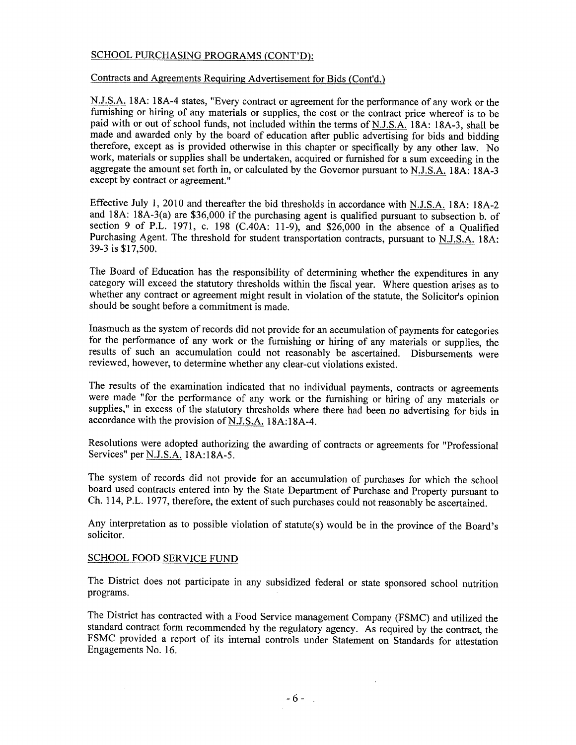## SCHOOL PURCHASING PROGRAMS (CONT'D):

### Contracts and Agreements Requiring Advertisement for Bids (Cont'd.)

N.J.S.A. 18A: 18A-4 states, "Every contract or agreement for the performance of any work or the furnishing or hiring of any materials or supplies, the cost or the contract price whereof is to be paid with or out of school funds, not included within the terms of N.J.S.A. 18A: 18A-3, shall be made and awarded only by the board of education after public advertising for bids and bidding therefore, except as is provided otherwise in this chapter or specifically by any other law. No work, materials or supplies shall be undertaken, acquired or furnished for a sum exceeding in the aggregate the amount set forth in, or calculated by the Governor pursuant to N.J.S.A. 18A: 18A-3 except by contract or agreement."

Effective July 1, 2010 and thereafter the bid thresholds in accordance with N.J.S.A. 18A: 18A-2 and 18A: 18A-3(a) are $36,000 if the purchasing agent is qualified pursuant to subsection b. of section 9 of P.L. 1971, c. 198 (C.40A: 11-9), and $26,000 in the absence of a Qualified Purchasing Agent. The threshold for student transportation contracts, pursuant to N.J.S.A. 18A: 39-3 is $17,500.

The Board of Education has the responsibility of determining whether the expenditures in any category will exceed the statutory thresholds within the fiscal year. Where question arises as to whether any contract or agreement might result in violation of the statute, the Solicitor's opinion should be sought before a commitment is made.

Inasmuch as the system of records did not provide for an accumulation of payments for categories for the performance of any work or the furnishing or hiring of any materials or supplies, the results of such an accumulation could not reasonably be ascertained. Disbursements were reviewed, however, to determine whether any clear-cut violations existed.

The results of the examination indicated that no individual payments, contracts or agreements were made "for the performance of any work or the furnishing or hiring of any materials or supplies," in excess of the statutory thresholds where there had been no advertising for bids in accordance with the provision of N.J.S.A. 18A:18A-4.

Resolutions were adopted authorizing the awarding of contracts or agreements for "Professional Services" per N.J.S.A. 18A:18A-5.

The system of records did not provide for an accumulation of purchases for which the school board used contracts entered into by the State Department of Purchase and Property pursuant to Ch. 114, P.L. 1977, therefore, the extent of such purchases could not reasonably be ascertained.

Any interpretation as to possible violation of statute(s) would be in the province of the Board's solicitor.

## SCHOOL FOOD SERVICE FUND

The District does not participate in any subsidized federal or state sponsored school nutrition programs.

The District has contracted with a Food Service management Company (FSMC) and utilized the standard contract form recommended by the regulatory agency. As required by the contract, the FSMC provided a report of its internal controls under Statement on Standards for attestation Engagements No. 16.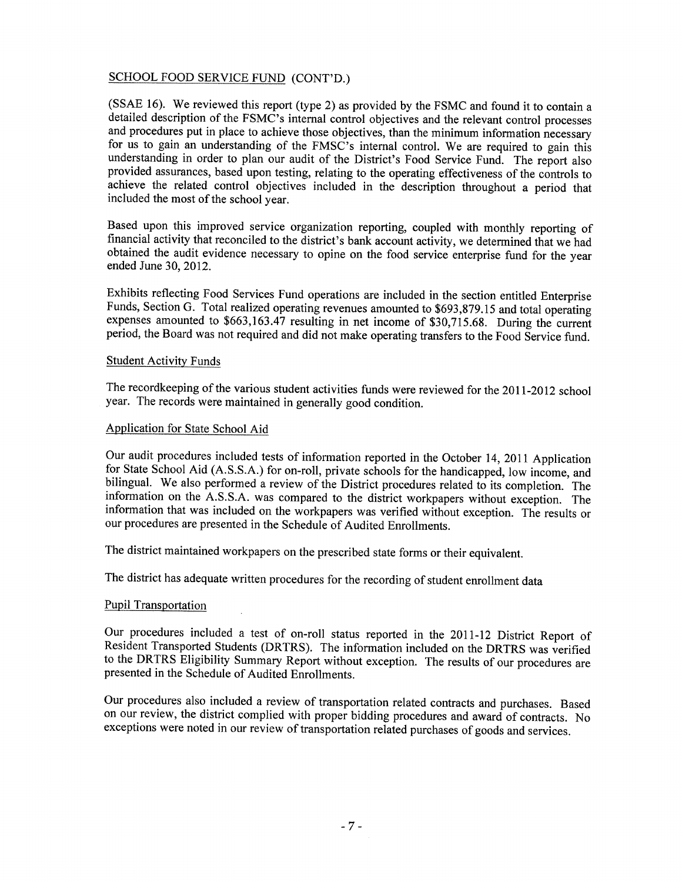## SCHOOL FOOD SERVICE FUND (CONT'D.)

(SSAE 16). We reviewed this report (type 2) as provided by the FSMC and found it to contain a detailed description of the FSMC's internal control objectives and the relevant control processes and procedures put in place to achieve those objectives, than the minimum information necessary for us to gain an understanding of the FMSC's internal control. We are required to gain this understanding in order to plan our audit of the District's Food Service Fund. The report also provided assurances, based upon testing, relating to the operating effectiveness of the controls to achieve the related control objectives included in the description throughout a period that included the most of the school year.

Based upon this improved service organization reporting, coupled with monthly reporting of financial activity that reconciled to the district's bank account activity, we determined that we had obtained the audit evidence necessary to opine on the food service enterprise fund for the year ended June 30, 2012.

Exhibits reflecting Food Services Fund operations are included in the section entitled Enterprise Funds, Section G. Total realized operating revenues amounted to $693,879.15 and total operating expenses amounted to $663,163.47 resulting in net income of $30,715.68. During the current period, the Board was not required and did not make operating transfers to the Food Service fund.

### Student Activity Funds

The recordkeeping of the various student activities funds were reviewed for the 2011-2012 school year. The records were maintained in generally good condition.

### Application for State School Aid

Our audit procedures included tests of information reported in the October 14, 2011 Application for State School Aid (A.S.S.A.) for on-roll, private schools for the handicapped, low income, and bilingual. We also performed a review of the District procedures related to its completion. The information on the A.S.S.A. was compared to the district workpapers without exception. The information that was included on the workpapers was verified without exception. The results or our procedures are presented in the Schedule of Audited Enrollments.

The district maintained workpapers on the prescribed state forms or their equivalent.

The district has adequate written procedures for the recording of student enrollment data

### Pupil Transportation

Our procedures included a test of on-roll status reported in the 2011-12 District Report of Resident Transported Students (DRTRS). The information included on the DRTRS was verified to the DRTRS Eligibility Summary Report without exception. The results of our procedures are presented in the Schedule of Audited Enrollments.

Our procedures also included a review of transportation related contracts and purchases. Based on our review, the district complied with proper bidding procedures and award of contracts. No exceptions were noted in our review of transportation related purchases of goods and services.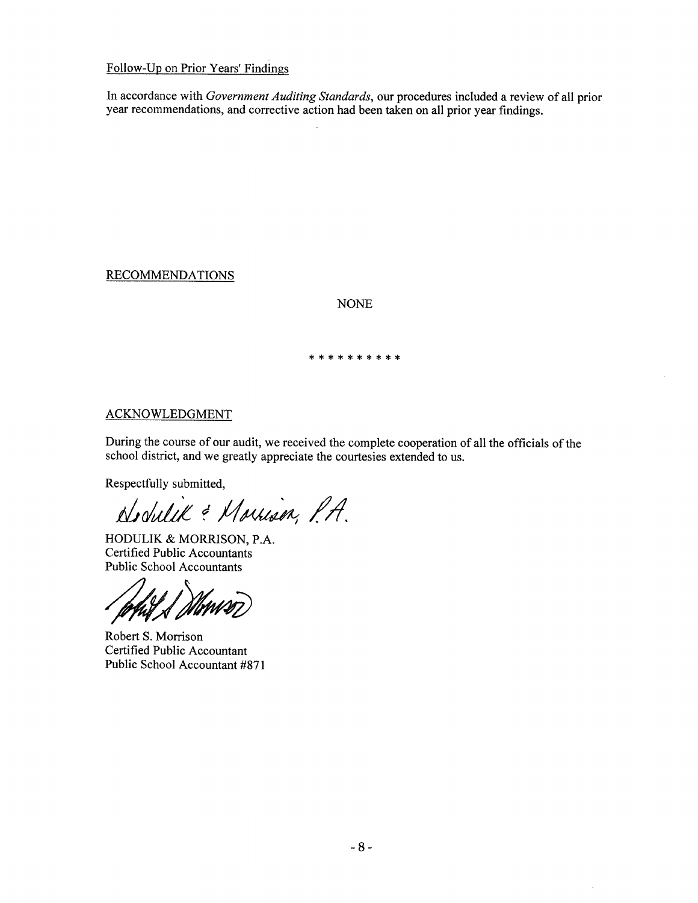Follow-Up on Prior Years' Findings

In accordance with *Government Auditing Standards*, our procedures included a review of all prior year recommendations, and corrective action had been taken on all prior year findings.

RECOMMENDATIONS

NONE

* * * * * * * * * *

ACKNOWLEDGMENT

During the course of our audit, we received the complete cooperation of all the officials of the school district, and we greatly appreciate the courtesies extended to us.

Respectfully submitted,

Hodulik & Morrison, P.A.

HODULIK & MORRISON, P.A.
Certified Public Accountants
Public School Accountants

Robert S. Morrison
Certified Public Accountant
Public School Accountant #871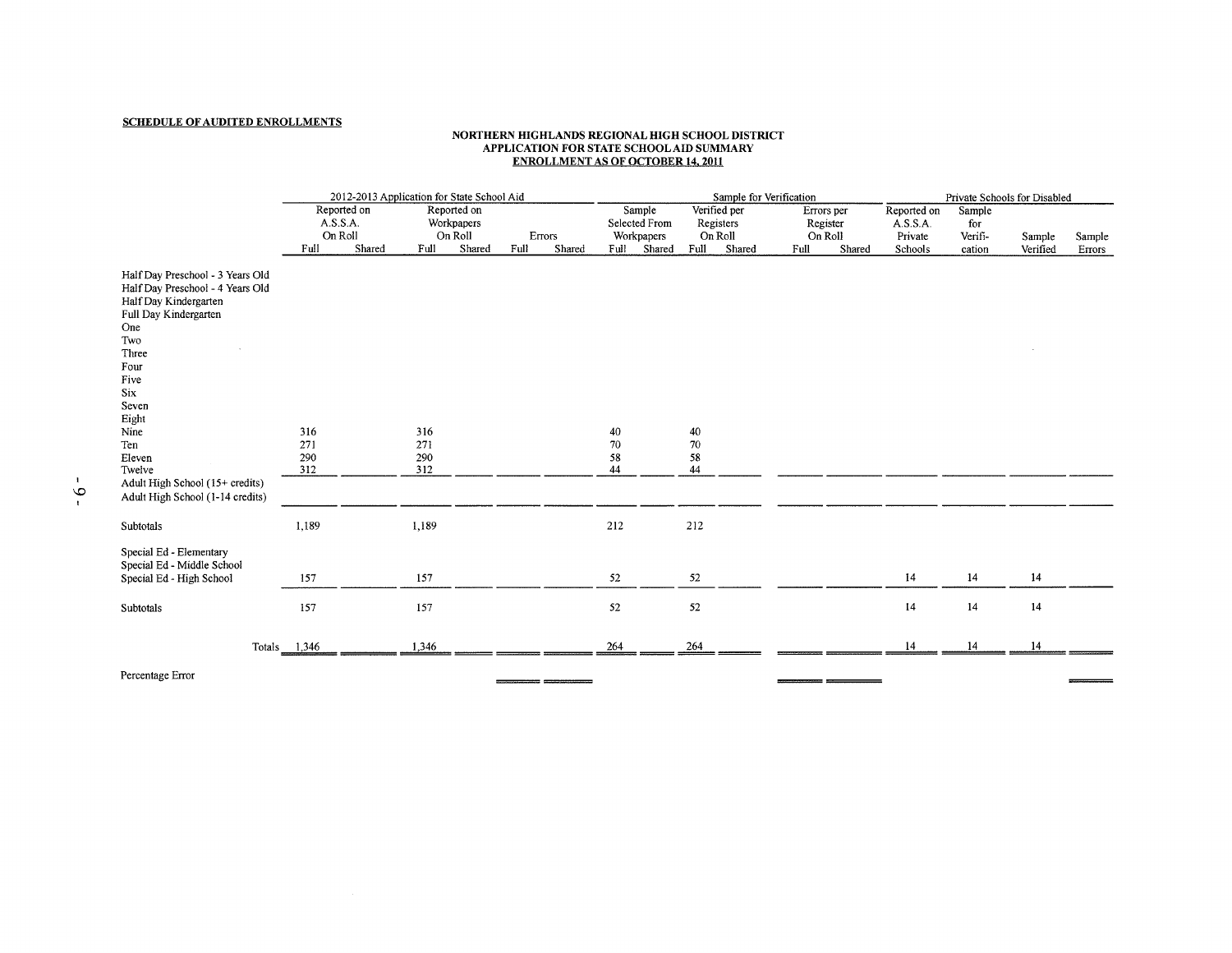**SCHEDULE OF AUDITED ENROLLMENTS**

**NORTHERN HIGHLANDS REGIONAL HIGH SCHOOL DISTRICT**
**APPLICATION FOR STATE SCHOOL AID SUMMARY**
**ENROLLMENT AS OF OCTOBER 14, 2011**

| | 2012-2013 Application for State School Aid | | | | | | Sample for Verification | | | | | | Private Schools for Disabled | | | |
|---|---|---|---|---|---|---|---|---|---|---|---|---|---|---|---|---|
| | Reported on A.S.S.A. On Roll | | Reported on Workpapers On Roll | | Errors | | Sample Selected From Workpapers | | Verified per Registers On Roll | | Errors per Register On Roll | | Reported on A.S.S.A. Private Schools | Sample for Verification | Sample Verified | Sample Errors |
| | Full | Shared | Full | Shared | Full | Shared | Full | Shared | Full | Shared | Full | Shared | | | | |
| Half Day Preschool - 3 Years Old | | | | | | | | | | | | | | | | |
| Half Day Preschool - 4 Years Old | | | | | | | | | | | | | | | | |
| Half Day Kindergarten | | | | | | | | | | | | | | | | |
| Full Day Kindergarten | | | | | | | | | | | | | | | | |
| One | | | | | | | | | | | | | | | | |
| Two | | | | | | | | | | | | | | | | |
| Three | | | | | | | | | | | | | | | | |
| Four | | | | | | | | | | | | | | | | |
| Five | | | | | | | | | | | | | | | | |
| Six | | | | | | | | | | | | | | | | |
| Seven | | | | | | | | | | | | | | | | |
| Eight | | | | | | | | | | | | | | | | |
| Nine | 316 | | 316 | | | | 40 | | 40 | | | | | | | |
| Ten | 271 | | 271 | | | | 70 | | 70 | | | | | | | |
| Eleven | 290 | | 290 | | | | 58 | | 58 | | | | | | | |
| Twelve | 312 | | 312 | | | | 44 | | 44 | | | | | | | |
| Adult High School (15+ credits) | | | | | | | | | | | | | | | | |
| Adult High School (1-14 credits) | | | | | | | | | | | | | | | | |
| Subtotals | 1,189 | | 1,189 | | | | 212 | | 212 | | | | | | | |
| Special Ed - Elementary | | | | | | | | | | | | | | | | |
| Special Ed - Middle School | | | | | | | | | | | | | | | | |
| Special Ed - High School | 157 | | 157 | | | | 52 | | 52 | | | | 14 | 14 | 14 | |
| Subtotals | 157 | | 157 | | | | 52 | | 52 | | | | 14 | 14 | 14 | |
| Totals | 1,346 | | 1,346 | | | | 264 | | 264 | | | | 14 | 14 | 14 | |
| Percentage Error | | | | | | | | | | | | | | | | |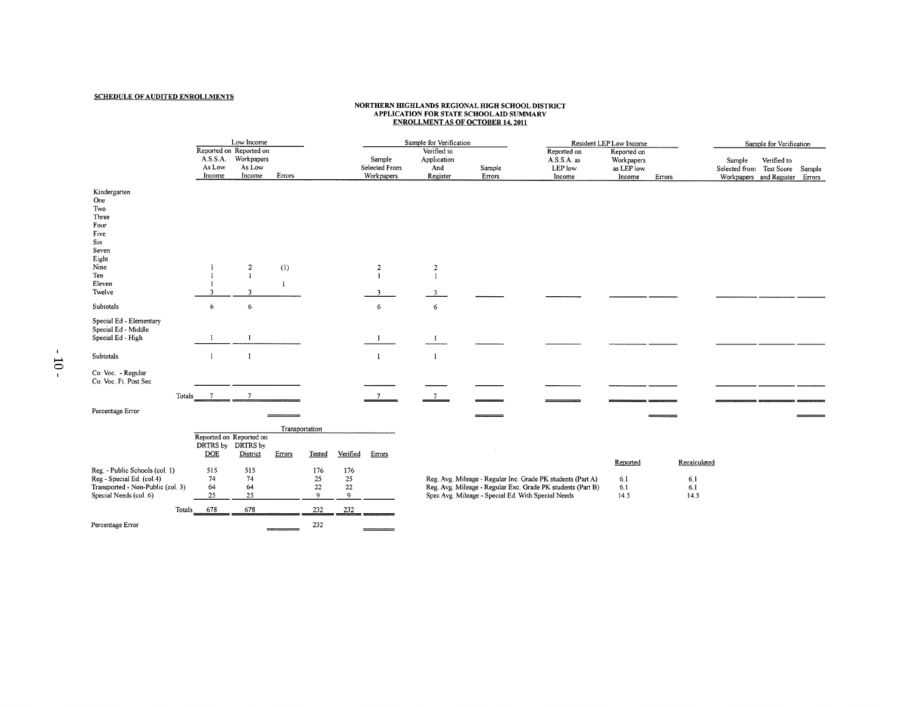**SCHEDULE OF AUDITED ENROLLMENTS**

**NORTHERN HIGHLANDS REGIONAL HIGH SCHOOL DISTRICT**
**APPLICATION FOR STATE SCHOOL AID SUMMARY**
**ENROLLMENT AS OF OCTOBER 14, 2011**

| | Low Income | | | Sample for Verification | | | Resident LEP Low Income | | | Sample for Verification | | |
|---|---|---|---|---|---|---|---|---|---|---|---|---|
| | Reported on A.S.S.A. As Low Income | Reported on Workpapers As Low Income | Errors | Sample Selected From Workpapers | Verified to Application And Register | Sample Errors | Reported on A.S.S.A. as LEP low Income | Reported on Workpapers as LEP low Income | Errors | Sample Selected from Workpapers | Verified to Test Score and Register | Sample Errors |
| Kindergarten | | | | | | | | | | | | |
| One | | | | | | | | | | | | |
| Two | | | | | | | | | | | | |
| Three | | | | | | | | | | | | |
| Four | | | | | | | | | | | | |
| Five | | | | | | | | | | | | |
| Six | | | | | | | | | | | | |
| Seven | | | | | | | | | | | | |
| Eight | | | | | | | | | | | | |
| Nine | 1 | 2 | (1) | 2 | 2 | | | | | | | |
| Ten | 1 | 1 | | 1 | 1 | | | | | | | |
| Eleven | 1 | | 1 | | | | | | | | | |
| Twelve | 3 | 3 | | 3 | 3 | | | | | | | |
| Subtotals | 6 | 6 | | 6 | 6 | | | | | | | |
| Special Ed - Elementary | | | | | | | | | | | | |
| Special Ed - Middle | | | | | | | | | | | | |
| Special Ed - High | 1 | 1 | | 1 | 1 | | | | | | | |
| Subtotals | 1 | 1 | | 1 | 1 | | | | | | | |
| Co. Voc. - Regular | | | | | | | | | | | | |
| Co. Voc. Ft. Post Sec | | | | | | | | | | | | |
| Totals | 7 | 7 | | 7 | 7 | | | | | | | |
| Percentage Error | | | | | | | | | | | | |

| | Transportation | | | | | |
|---|---|---|---|---|---|---|
| | Reported on DRTRS by DOE | Reported on DRTRS by District | Errors | Tested | Verified | Errors |
| Reg. - Public Schools (col. 1) | 515 | 515 | | 176 | 176 | |
| Reg - Special Ed. (col.4) | 74 | 74 | | 25 | 25 | |
| Transported - Non-Public (col. 3) | 64 | 64 | | 22 | 22 | |
| Special Needs (col. 6) | 25 | 25 | | 9 | 9 | |
| Totals | 678 | 678 | | 232 | 232 | |
| Percentage Error | | | | 232 | | |

| | Reported | Recalculated |
|---|---|---|
| Reg. Avg. Mileage - Regular Inc. Grade PK students (Part A) | 6.1 | 6.1 |
| Reg. Avg. Mileage - Regular Exc. Grade PK students (Part B) | 6.1 | 6.1 |
| Spec Avg. Mileage - Special Ed. With Special Needs | 14.5 | 14.5 |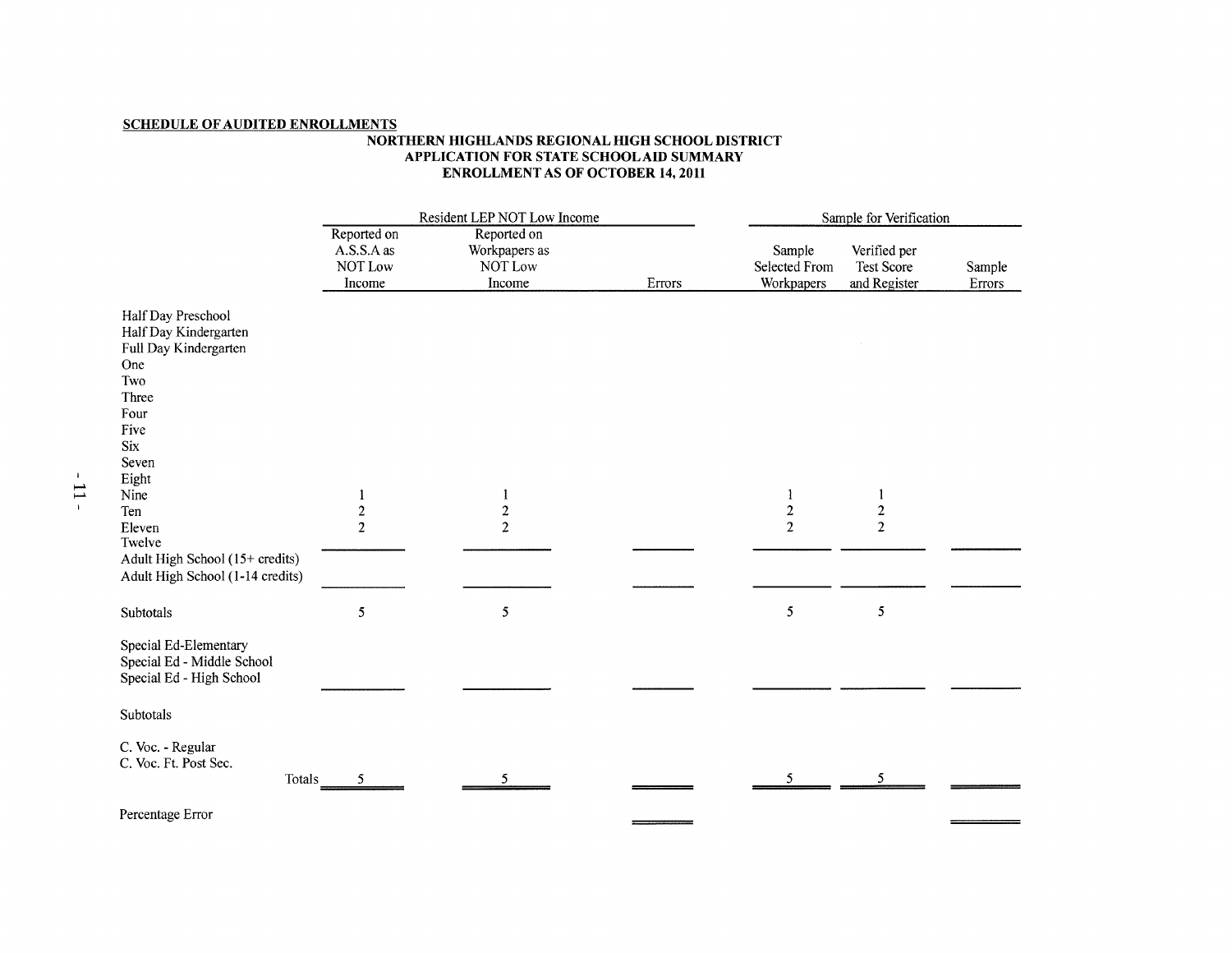**SCHEDULE OF AUDITED ENROLLMENTS**

**NORTHERN HIGHLANDS REGIONAL HIGH SCHOOL DISTRICT**
**APPLICATION FOR STATE SCHOOL AID SUMMARY**
**ENROLLMENT AS OF OCTOBER 14, 2011**

| | Resident LEP NOT Low Income | | | Sample for Verification | | |
|---|---|---|---|---|---|---|
| | Reported on A.S.S.A as NOT Low Income | Reported on Workpapers as NOT Low Income | Errors | Sample Selected From Workpapers | Verified per Test Score and Register | Sample Errors |
| Half Day Preschool | | | | | | |
| Half Day Kindergarten | | | | | | |
| Full Day Kindergarten | | | | | | |
| One | | | | | | |
| Two | | | | | | |
| Three | | | | | | |
| Four | | | | | | |
| Five | | | | | | |
| Six | | | | | | |
| Seven | | | | | | |
| Eight | | | | | | |
| Nine | 1 | 1 | | 1 | 1 | |
| Ten | 2 | 2 | | 2 | 2 | |
| Eleven | 2 | 2 | | 2 | 2 | |
| Twelve | | | | | | |
| Adult High School (15+ credits) | | | | | | |
| Adult High School (1-14 credits) | | | | | | |
| Subtotals | 5 | 5 | | 5 | 5 | |
| Special Ed-Elementary | | | | | | |
| Special Ed - Middle School | | | | | | |
| Special Ed - High School | | | | | | |
| Subtotals | | | | | | |
| C. Voc. - Regular | | | | | | |
| C. Voc. Ft. Post Sec. | | | | | | |
| Totals | 5 | 5 | | 5 | 5 | |
| Percentage Error | | | | | | |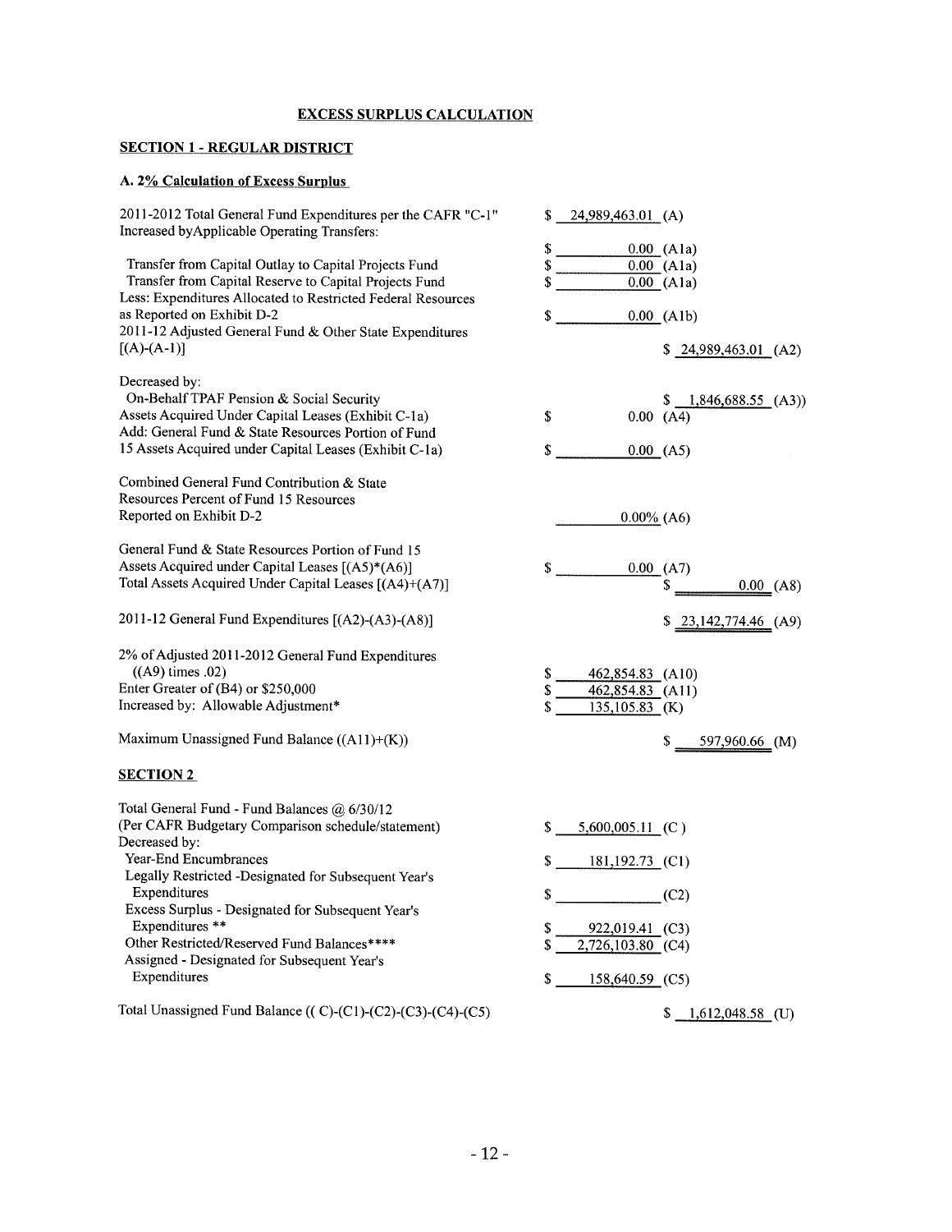## EXCESS SURPLUS CALCULATION

### SECTION 1 - REGULAR DISTRICT

#### A. 2% Calculation of Excess Surplus

| | | |
|---|---|---|
| 2011-2012 Total General Fund Expenditures per the CAFR "C-1" | $ 24,989,463.01 (A) | |
| Increased byApplicable Operating Transfers: | | |
| | $ 0.00 (A1a) | |
| Transfer from Capital Outlay to Capital Projects Fund | $ 0.00 (A1a) | |
| Transfer from Capital Reserve to Capital Projects Fund | $ 0.00 (A1a) | |
| Less: Expenditures Allocated to Restricted Federal Resources as Reported on Exhibit D-2 | $ 0.00 (A1b) | |
| 2011-12 Adjusted General Fund & Other State Expenditures [(A)-(A-1)] | | $ 24,989,463.01 (A2) |
| Decreased by: | | |
| On-Behalf TPAF Pension & Social Security | | $ 1,846,688.55 (A3)) |
| Assets Acquired Under Capital Leases (Exhibit C-1a) | $ 0.00 (A4) | |
| Add: General Fund & State Resources Portion of Fund 15 Assets Acquired under Capital Leases (Exhibit C-1a) | $ 0.00 (A5) | |
| Combined General Fund Contribution & State Resources Percent of Fund 15 Resources Reported on Exhibit D-2 | 0.00% (A6) | |
| General Fund & State Resources Portion of Fund 15 Assets Acquired under Capital Leases [(A5)*(A6)] | $ 0.00 (A7) | |
| Total Assets Acquired Under Capital Leases [(A4)+(A7)] | | $ 0.00 (A8) |
| 2011-12 General Fund Expenditures [(A2)-(A3)-(A8)] | | $ 23,142,774.46 (A9) |
| 2% of Adjusted 2011-2012 General Fund Expenditures ((A9) times .02) | $ 462,854.83 (A10) | |
| Enter Greater of (B4) or $250,000 | $ 462,854.83 (A11) | |
| Increased by: Allowable Adjustment* | $ 135,105.83 (K) | |
| Maximum Unassigned Fund Balance ((A11)+(K)) | | $ 597,960.66 (M) |

### SECTION 2

| | | |
|---|---|---|
| Total General Fund - Fund Balances @ 6/30/12 (Per CAFR Budgetary Comparison schedule/statement) | $ 5,600,005.11 (C ) | |
| Decreased by: | | |
| Year-End Encumbrances | $ 181,192.73 (C1) | |
| Legally Restricted -Designated for Subsequent Year's Expenditures | $ (C2) | |
| Excess Surplus - Designated for Subsequent Year's Expenditures ** | $ 922,019.41 (C3) | |
| Other Restricted/Reserved Fund Balances**** | $ 2,726,103.80 (C4) | |
| Assigned - Designated for Subsequent Year's Expenditures | $ 158,640.59 (C5) | |
| Total Unassigned Fund Balance (( C)-(C1)-(C2)-(C3)-(C4)-(C5) | | $ 1,612,048.58 (U) |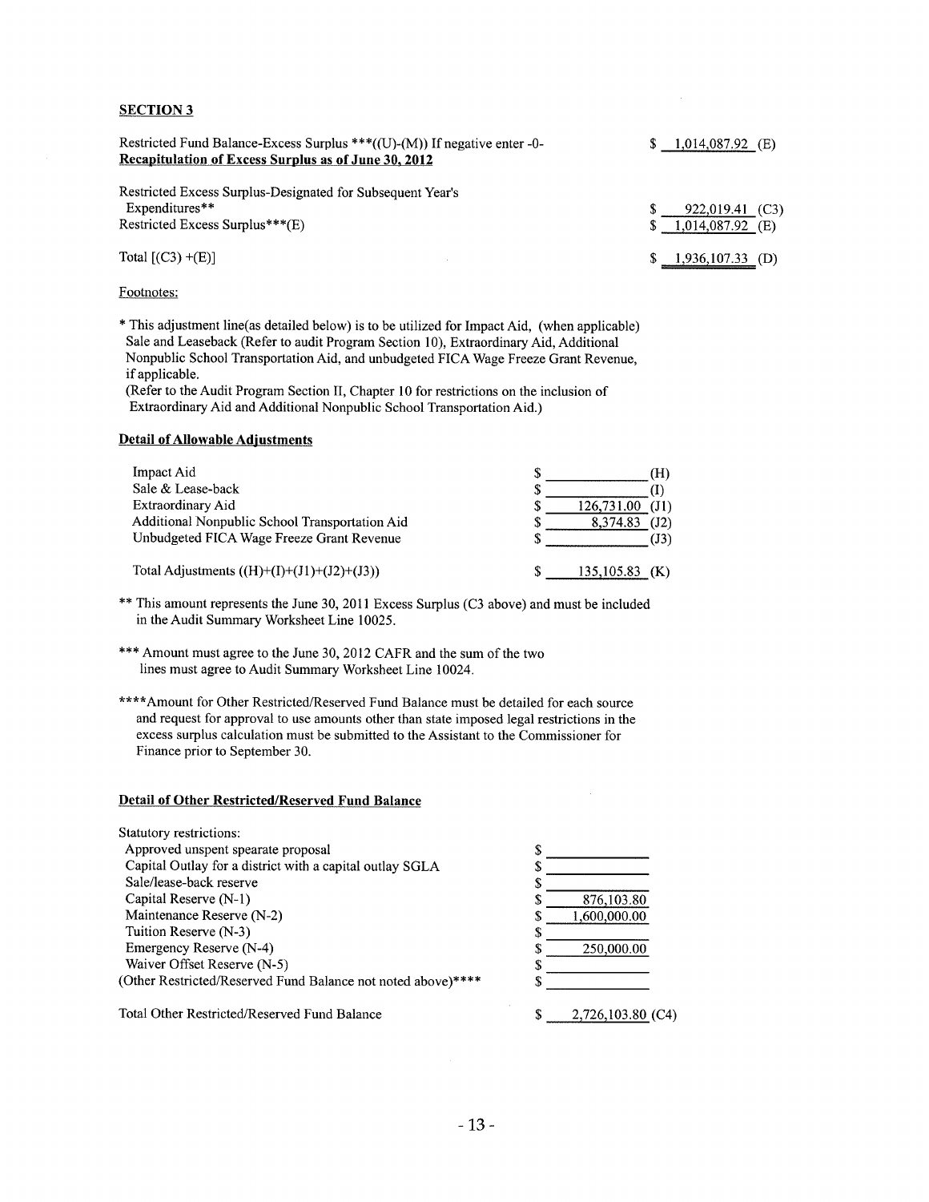**SECTION 3**

| | |
|---|---|
| Restricted Fund Balance-Excess Surplus ***((U)-(M)) If negative enter -0- | $ 1,014,087.92 (E) |

**Recapitulation of Excess Surplus as of June 30, 2012**

| | |
|---|---|
| Restricted Excess Surplus-Designated for Subsequent Year's Expenditures** | $ 922,019.41 (C3) |
| Restricted Excess Surplus***(E) | $ 1,014,087.92 (E) |
| Total [(C3) +(E)] | $ 1,936,107.33 (D) |

Footnotes:

* This adjustment line(as detailed below) is to be utilized for Impact Aid, (when applicable) Sale and Leaseback (Refer to audit Program Section 10), Extraordinary Aid, Additional Nonpublic School Transportation Aid, and unbudgeted FICA Wage Freeze Grant Revenue, if applicable.
(Refer to the Audit Program Section II, Chapter 10 for restrictions on the inclusion of Extraordinary Aid and Additional Nonpublic School Transportation Aid.)

**Detail of Allowable Adjustments**

| | |
|---|---|
| Impact Aid | $ (H) |
| Sale & Lease-back | $ (I) |
| Extraordinary Aid | $ 126,731.00 (J1) |
| Additional Nonpublic School Transportation Aid | $ 8,374.83 (J2) |
| Unbudgeted FICA Wage Freeze Grant Revenue | $ (J3) |
| Total Adjustments ((H)+(I)+(J1)+(J2)+(J3)) | $ 135,105.83 (K) |

** This amount represents the June 30, 2011 Excess Surplus (C3 above) and must be included in the Audit Summary Worksheet Line 10025.

*** Amount must agree to the June 30, 2012 CAFR and the sum of the two lines must agree to Audit Summary Worksheet Line 10024.

****Amount for Other Restricted/Reserved Fund Balance must be detailed for each source and request for approval to use amounts other than state imposed legal restrictions in the excess surplus calculation must be submitted to the Assistant to the Commissioner for Finance prior to September 30.

**Detail of Other Restricted/Reserved Fund Balance**

| | |
|---|---|
| Statutory restrictions: | |
| Approved unspent spearate proposal | $ |
| Capital Outlay for a district with a capital outlay SGLA | $ |
| Sale/lease-back reserve | $ |
| Capital Reserve (N-1) | $ 876,103.80 |
| Maintenance Reserve (N-2) | $ 1,600,000.00 |
| Tuition Reserve (N-3) | $ |
| Emergency Reserve (N-4) | $ 250,000.00 |
| Waiver Offset Reserve (N-5) | $ |
| (Other Restricted/Reserved Fund Balance not noted above)**** | $ |
| Total Other Restricted/Reserved Fund Balance | $ 2,726,103.80 (C4) |